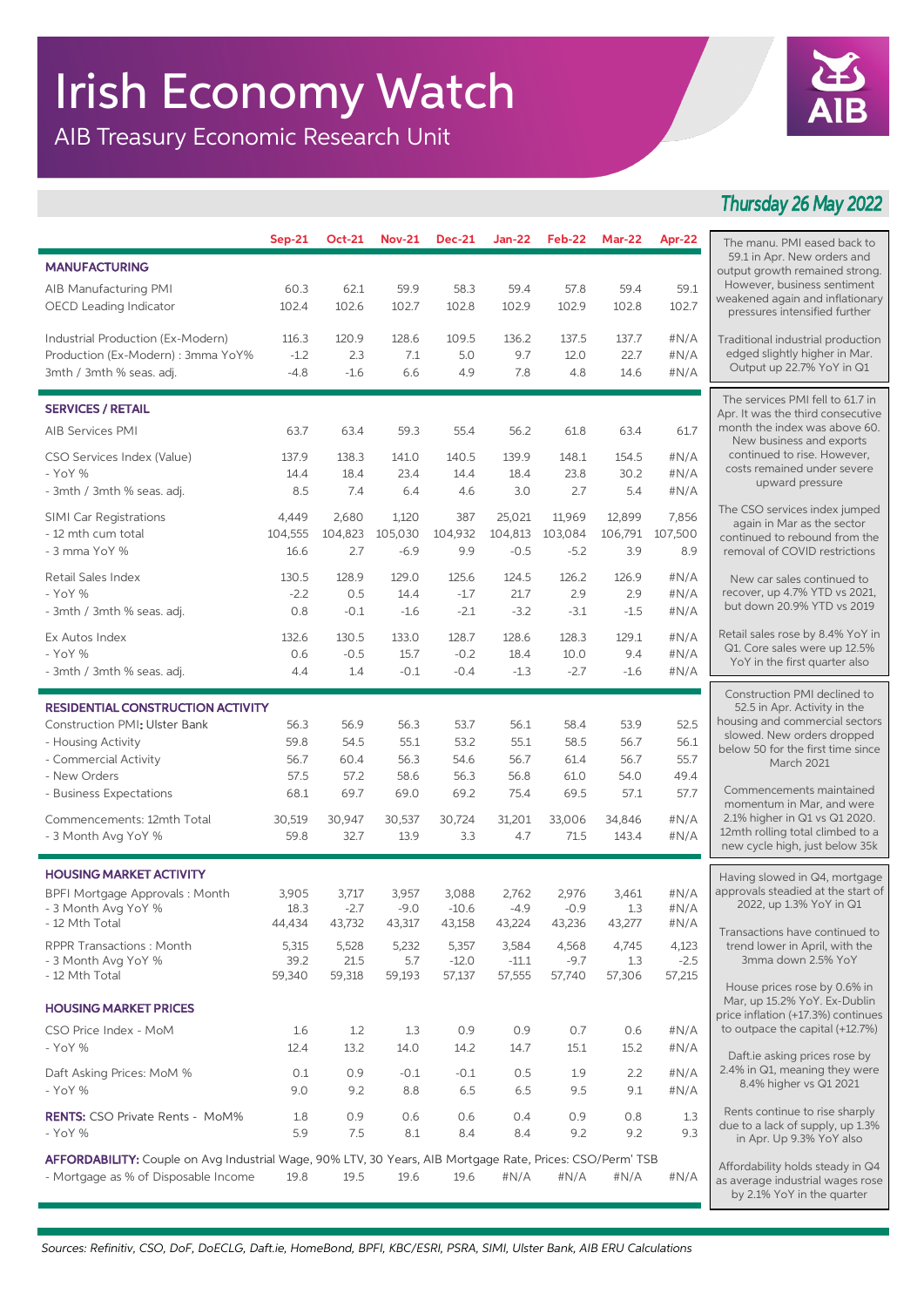# Irish Economy Watch

AIB Treasury Economic Research Unit

*Thursday 26 May 2022*

| | Sep-21 | Oct-21 | Nov-21 | Dec-21 | Jan-22 | Feb-22 | Mar-22 | Apr-22 |
|---|---|---|---|---|---|---|---|---|
| **MANUFACTURING** | | | | | | | | |
| AIB Manufacturing PMI | 60.3 | 62.1 | 59.9 | 58.3 | 59.4 | 57.8 | 59.4 | 59.1 |
| OECD Leading Indicator | 102.4 | 102.6 | 102.7 | 102.8 | 102.9 | 102.9 | 102.8 | 102.7 |
| Industrial Production (Ex-Modern) | 116.3 | 120.9 | 128.6 | 109.5 | 136.2 | 137.5 | 137.7 | #N/A |
| Production (Ex-Modern) : 3mma YoY% | -1.2 | 2.3 | 7.1 | 5.0 | 9.7 | 12.0 | 22.7 | #N/A |
| 3mth / 3mth % seas. adj. | -4.8 | -1.6 | 6.6 | 4.9 | 7.8 | 4.8 | 14.6 | #N/A |
| **SERVICES / RETAIL** | | | | | | | | |
| AIB Services PMI | 63.7 | 63.4 | 59.3 | 55.4 | 56.2 | 61.8 | 63.4 | 61.7 |
| CSO Services Index (Value) | 137.9 | 138.3 | 141.0 | 140.5 | 139.9 | 148.1 | 154.5 | #N/A |
| - YoY % | 14.4 | 18.4 | 23.4 | 14.4 | 18.4 | 23.8 | 30.2 | #N/A |
| - 3mth / 3mth % seas. adj | 8.5 | 7.4 | 6.4 | 4.6 | 3.0 | 2.7 | 5.4 | #N/A |
| SIMI Car Registrations | 4,449 | 2,680 | 1,120 | 387 | 25,021 | 11,969 | 12,899 | 7,856 |
| - 12 mth cum total | 104,555 | 104,823 | 105,030 | 104,932 | 104,813 | 103,084 | 106,791 | 107,500 |
| - 3 mma YoY % | 16.6 | 2.7 | -6.9 | 9.9 | -0.5 | -5.2 | 3.9 | 8.9 |
| Retail Sales Index | 130.5 | 128.9 | 129.0 | 125.6 | 124.5 | 126.2 | 126.9 | #N/A |
| - YoY % | -2.2 | 0.5 | 14.4 | -1.7 | 21.7 | 2.9 | 2.9 | #N/A |
| - 3mth / 3mth % seas. adj. | 0.8 | -0.1 | -1.6 | -2.1 | -3.2 | -3.1 | -1.5 | #N/A |
| Ex Autos Index | 132.6 | 130.5 | 133.0 | 128.7 | 128.6 | 128.3 | 129.1 | #N/A |
| - YoY % | 0.6 | -0.5 | 15.7 | -0.2 | 18.4 | 10.0 | 9.4 | #N/A |
| - 3mth / 3mth % seas. adj. | 4.4 | 1.4 | -0.1 | -0.4 | -1.3 | -2.7 | -1.6 | #N/A |
| **RESIDENTIAL CONSTRUCTION ACTIVITY** | | | | | | | | |
| Construction PMI**:** Ulster Bank | 56.3 | 56.9 | 56.3 | 53.7 | 56.1 | 58.4 | 53.9 | 52.5 |
| - Housing Activity | 59.8 | 54.5 | 55.1 | 53.2 | 55.1 | 58.5 | 56.7 | 56.1 |
| - Commercial Activity | 56.7 | 60.4 | 56.3 | 54.6 | 56.7 | 61.4 | 56.7 | 55.7 |
| - New Orders | 57.5 | 57.2 | 58.6 | 56.3 | 56.8 | 61.0 | 54.0 | 49.4 |
| - Business Expectations | 68.1 | 69.7 | 69.0 | 69.2 | 75.4 | 69.5 | 57.1 | 57.7 |
| Commencements: 12mth Total | 30,519 | 30,947 | 30,537 | 30,724 | 31,201 | 33,006 | 34,846 | #N/A |
| - 3 Month Avg YoY % | 59.8 | 32.7 | 13.9 | 3.3 | 4.7 | 71.5 | 143.4 | #N/A |
| **HOUSING MARKET ACTIVITY** | | | | | | | | |
| BPFI Mortgage Approvals : Month | 3,905 | 3,717 | 3,957 | 3,088 | 2,762 | 2,976 | 3,461 | #N/A |
| - 3 Month Avg YoY % | 18.3 | -2.7 | -9.0 | -10.6 | -4.9 | -0.9 | 1.3 | #N/A |
| - 12 Mth Total | 44,434 | 43,732 | 43,317 | 43,158 | 43,224 | 43,236 | 43,277 | #N/A |
| RPPR Transactions : Month | 5,315 | 5,528 | 5,232 | 5,357 | 3,584 | 4,568 | 4,745 | 4,123 |
| - 3 Month Avg YoY % | 39.2 | 21.5 | 5.7 | -12.0 | -11.1 | -9.7 | 1.3 | -2.5 |
| - 12 Mth Total | 59,340 | 59,318 | 59,193 | 57,137 | 57,555 | 57,740 | 57,306 | 57,215 |
| **HOUSING MARKET PRICES** | | | | | | | | |
| CSO Price Index - MoM | 1.6 | 1.2 | 1.3 | 0.9 | 0.9 | 0.7 | 0.6 | #N/A |
| - YoY % | 12.4 | 13.2 | 14.0 | 14.2 | 14.7 | 15.1 | 15.2 | #N/A |
| Daft Asking Prices: MoM % | 0.1 | 0.9 | -0.1 | -0.1 | 0.5 | 1.9 | 2.2 | #N/A |
| - YoY % | 9.0 | 9.2 | 8.8 | 6.5 | 6.5 | 9.5 | 9.1 | #N/A |
| **RENTS:** CSO Private Rents - MoM% | 1.8 | 0.9 | 0.6 | 0.6 | 0.4 | 0.9 | 0.8 | 1.3 |
| - YoY % | 5.9 | 7.5 | 8.1 | 8.4 | 8.4 | 9.2 | 9.2 | 9.3 |
| **AFFORDABILITY:** Couple on Avg Industrial Wage, 90% LTV, 30 Years, AIB Mortgage Rate, Prices: CSO/Perm' TSB | | | | | | | | |
| - Mortgage as % of Disposable Income | 19.8 | 19.5 | 19.6 | 19.6 | #N/A | #N/A | #N/A | #N/A |

The manu. PMI eased back to 59.1 in Apr. New orders and output growth remained strong. However, business sentiment weakened again and inflationary pressures intensified further

Traditional industrial production edged slightly higher in Mar. Output up 22.7% YoY in Q1

The services PMI fell to 61.7 in Apr. It was the third consecutive month the index was above 60. New business and exports continued to rise. However, costs remained under severe upward pressure

The CSO services index jumped again in Mar as the sector continued to rebound from the removal of COVID restrictions

New car sales continued to recover, up 4.7% YTD vs 2021, but down 20.9% YTD vs 2019

Retail sales rose by 8.4% YoY in Q1. Core sales were up 12.5% YoY in the first quarter also

Construction PMI declined to 52.5 in Apr. Activity in the housing and commercial sectors slowed. New orders dropped below 50 for the first time since March 2021

Commencements maintained momentum in Mar, and were 2.1% higher in Q1 vs Q1 2020. 12mth rolling total climbed to a new cycle high, just below 35k

Having slowed in Q4, mortgage approvals steadied at the start of 2022, up 1.3% YoY in Q1

Transactions have continued to trend lower in April, with the 3mma down 2.5% YoY

House prices rose by 0.6% in Mar, up 15.2% YoY. Ex-Dublin price inflation (+17.3%) continues to outpace the capital (+12.7%)

Daft.ie asking prices rose by 2.4% in Q1, meaning they were 8.4% higher vs Q1 2021

Rents continue to rise sharply due to a lack of supply, up 1.3% in Apr. Up 9.3% YoY also

Affordability holds steady in Q4 as average industrial wages rose by 2.1% YoY in the quarter

*Sources: Refinitiv, CSO, DoF, DoECLG, Daft.ie, HomeBond, BPFI, KBC/ESRI, PSRA, SIMI, Ulster Bank, AIB ERU Calculations*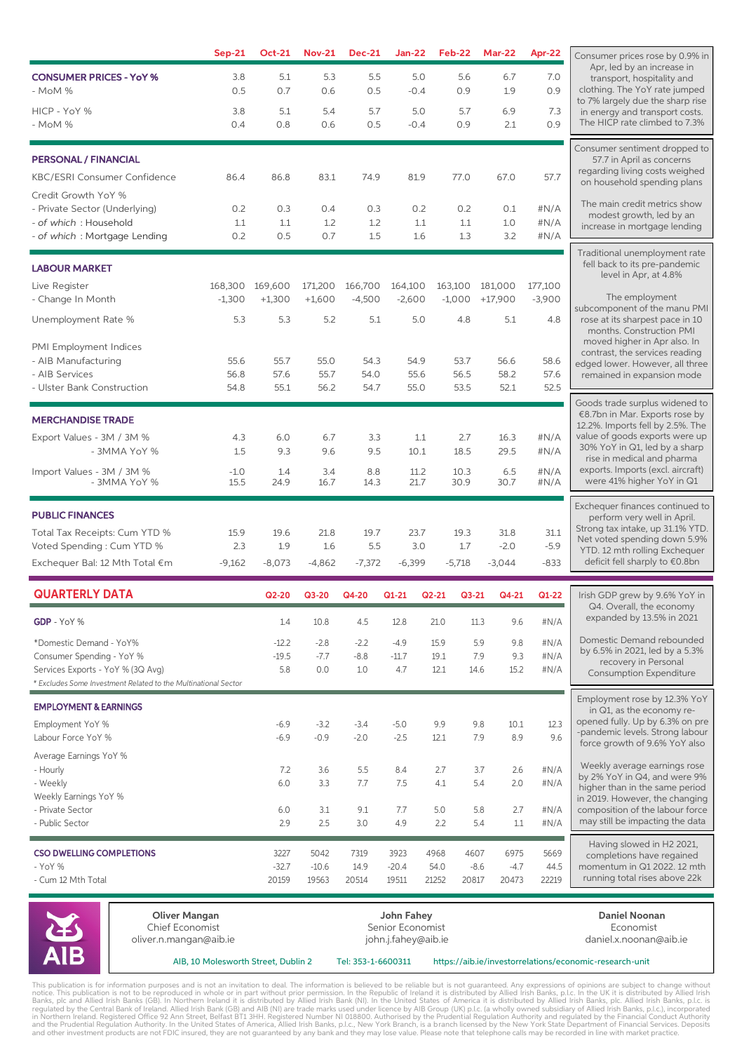| | Sep-21 | Oct-21 | Nov-21 | Dec-21 | Jan-22 | Feb-22 | Mar-22 | Apr-22 |
|---|---|---|---|---|---|---|---|---|
| **CONSUMER PRICES - YoY %** | 3.8 | 5.1 | 5.3 | 5.5 | 5.0 | 5.6 | 6.7 | 7.0 |
| - MoM % | 0.5 | 0.7 | 0.6 | 0.5 | -0.4 | 0.9 | 1.9 | 0.9 |
| HICP - YoY % | 3.8 | 5.1 | 5.4 | 5.7 | 5.0 | 5.7 | 6.9 | 7.3 |
| - MoM % | 0.4 | 0.8 | 0.6 | 0.5 | -0.4 | 0.9 | 2.1 | 0.9 |

Consumer prices rose by 0.9% in Apr, led by an increase in transport, hospitality and clothing. The YoY rate jumped to 7% largely due the sharp rise in energy and transport costs. The HICP rate climbed to 7.3%

| **PERSONAL / FINANCIAL** | Sep-21 | Oct-21 | Nov-21 | Dec-21 | Jan-22 | Feb-22 | Mar-22 | Apr-22 |
|---|---|---|---|---|---|---|---|---|
| KBC/ESRI Consumer Confidence | 86.4 | 86.8 | 83.1 | 74.9 | 81.9 | 77.0 | 67.0 | 57.7 |
| Credit Growth YoY % | | | | | | | | |
| - Private Sector (Underlying) | 0.2 | 0.3 | 0.4 | 0.3 | 0.2 | 0.2 | 0.1 | #N/A |
| - *of which* : Household | 1.1 | 1.1 | 1.2 | 1.2 | 1.1 | 1.1 | 1.0 | #N/A |
| - *of which* : Mortgage Lending | 0.2 | 0.5 | 0.7 | 1.5 | 1.6 | 1.3 | 3.2 | #N/A |

Consumer sentiment dropped to 57.7 in April as concerns regarding living costs weighed on household spending plans

The main credit metrics show modest growth, led by an increase in mortgage lending

| **LABOUR MARKET** | Sep-21 | Oct-21 | Nov-21 | Dec-21 | Jan-22 | Feb-22 | Mar-22 | Apr-22 |
|---|---|---|---|---|---|---|---|---|
| Live Register | 168,300 | 169,600 | 171,200 | 166,700 | 164,100 | 163,100 | 181,000 | 177,100 |
| - Change In Month | -1,300 | +1,300 | +1,600 | -4,500 | -2,600 | -1,000 | +17,900 | -3,900 |
| Unemployment Rate % | 5.3 | 5.3 | 5.2 | 5.1 | 5.0 | 4.8 | 5.1 | 4.8 |
| PMI Employment Indices | | | | | | | | |
| - AIB Manufacturing | 55.6 | 55.7 | 55.0 | 54.3 | 54.9 | 53.7 | 56.6 | 58.6 |
| - AIB Services | 56.8 | 57.6 | 55.7 | 54.0 | 55.6 | 56.5 | 58.2 | 57.6 |
| - Ulster Bank Construction | 54.8 | 55.1 | 56.2 | 54.7 | 55.0 | 53.5 | 52.1 | 52.5 |

Traditional unemployment rate fell back to its pre-pandemic level in Apr, at 4.8%

The employment subcomponent of the manu PMI rose at its sharpest pace in 10 months. Construction PMI moved higher in Apr also. In contrast, the services reading edged lower. However, all three remained in expansion mode

| **MERCHANDISE TRADE** | Sep-21 | Oct-21 | Nov-21 | Dec-21 | Jan-22 | Feb-22 | Mar-22 | Apr-22 |
|---|---|---|---|---|---|---|---|---|
| Export Values - 3M / 3M % | 4.3 | 6.0 | 6.7 | 3.3 | 1.1 | 2.7 | 16.3 | #N/A |
| - 3MMA YoY % | 1.5 | 9.3 | 9.6 | 9.5 | 10.1 | 18.5 | 29.5 | #N/A |
| Import Values - 3M / 3M % | -1.0 | 1.4 | 3.4 | 8.8 | 11.2 | 10.3 | 6.5 | #N/A |
| - 3MMA YoY % | 15.5 | 24.9 | 16.7 | 14.3 | 21.7 | 30.9 | 30.7 | #N/A |

Goods trade surplus widened to €8.7bn in Mar. Exports rose by 12.2%. Imports fell by 2.5%. The value of goods exports were up 30% YoY in Q1, led by a sharp rise in medical and pharma exports. Imports (excl. aircraft) were 41% higher YoY in Q1

| **PUBLIC FINANCES** | Sep-21 | Oct-21 | Nov-21 | Dec-21 | Jan-22 | Feb-22 | Mar-22 | Apr-22 |
|---|---|---|---|---|---|---|---|---|
| Total Tax Receipts: Cum YTD % | 15.9 | 19.6 | 21.8 | 19.7 | 23.7 | 19.3 | 31.8 | 31.1 |
| Voted Spending : Cum YTD % | 2.3 | 1.9 | 1.6 | 5.5 | 3.0 | 1.7 | -2.0 | -5.9 |
| Exchequer Bal: 12 Mth Total €m | -9,162 | -8,073 | -4,862 | -7,372 | -6,399 | -5,718 | -3,044 | -833 |

Exchequer finances continued to perform very well in April. Strong tax intake, up 31.1% YTD. Net voted spending down 5.9% YTD. 12 mth rolling Exchequer deficit fell sharply to €0.8bn

## QUARTERLY DATA

| | Q2-20 | Q3-20 | Q4-20 | Q1-21 | Q2-21 | Q3-21 | Q4-21 | Q1-22 |
|---|---|---|---|---|---|---|---|---|
| **GDP** - YoY % | 1.4 | 10.8 | 4.5 | 12.8 | 21.0 | 11.3 | 9.6 | #N/A |
| *Domestic Demand - YoY% | -12.2 | -2.8 | -2.2 | -4.9 | 15.9 | 5.9 | 9.8 | #N/A |
| Consumer Spending - YoY % | -19.5 | -7.7 | -8.8 | -11.7 | 19.1 | 7.9 | 9.3 | #N/A |
| Services Exports - YoY % (3Q Avg) | 5.8 | 0.0 | 1.0 | 4.7 | 12.1 | 14.6 | 15.2 | #N/A |

*\* Excludes Some Investment Related to the Multinational Sector*

Irish GDP grew by 9.6% YoY in Q4. Overall, the economy expanded by 13.5% in 2021

Domestic Demand rebounded by 6.5% in 2021, led by a 5.3% recovery in Personal Consumption Expenditure

| **EMPLOYMENT & EARNINGS** | Q2-20 | Q3-20 | Q4-20 | Q1-21 | Q2-21 | Q3-21 | Q4-21 | Q1-22 |
|---|---|---|---|---|---|---|---|---|
| Employment YoY % | -6.9 | -3.2 | -3.4 | -5.0 | 9.9 | 9.8 | 10.1 | 12.3 |
| Labour Force YoY % | -6.9 | -0.9 | -2.0 | -2.5 | 12.1 | 7.9 | 8.9 | 9.6 |
| Average Earnings YoY % | | | | | | | | |
| - Hourly | 7.2 | 3.6 | 5.5 | 8.4 | 2.7 | 3.7 | 2.6 | #N/A |
| - Weekly | 6.0 | 3.3 | 7.7 | 7.5 | 4.1 | 5.4 | 2.0 | #N/A |
| Weekly Earnings YoY % | | | | | | | | |
| - Private Sector | 6.0 | 3.1 | 9.1 | 7.7 | 5.0 | 5.8 | 2.7 | #N/A |
| - Public Sector | 2.9 | 2.5 | 3.0 | 4.9 | 2.2 | 5.4 | 1.1 | #N/A |

Employment rose by 12.3% YoY in Q1, as the economy re-opened fully. Up by 6.3% on pre-pandemic levels. Strong labour force growth of 9.6% YoY also

Weekly average earnings rose by 2% YoY in Q4, and were 9% higher than in the same period in 2019. However, the changing composition of the labour force may still be impacting the data

| **CSO DWELLING COMPLETIONS** | Q2-20 | Q3-20 | Q4-20 | Q1-21 | Q2-21 | Q3-21 | Q4-21 | Q1-22 |
|---|---|---|---|---|---|---|---|---|
| | 3227 | 5042 | 7319 | 3923 | 4968 | 4607 | 6975 | 5669 |
| - YoY % | -32.7 | -10.6 | 14.9 | -20.4 | 54.0 | -8.6 | -4.7 | 44.5 |
| - Cum 12 Mth Total | 20159 | 19563 | 20514 | 19511 | 21252 | 20817 | 20473 | 22219 |

Having slowed in H2 2021, completions have regained momentum in Q1 2022. 12 mth running total rises above 22k

**Oliver Mangan**
Chief Economist
oliver.n.mangan@aib.ie

**John Fahey**
Senior Economist
john.j.fahey@aib.ie

**Daniel Noonan**
Economist
daniel.x.noonan@aib.ie

AIB, 10 Molesworth Street, Dublin 2 — Tel: 353-1-6600311 — https://aib.ie/investorrelations/economic-research-unit

This publication is for information purposes and is not an invitation to deal. The information is believed to be reliable but is not guaranteed. Any expressions of opinions are subject to change without notice. This publication is not to be reproduced in whole or in part without prior permission. In the Republic of Ireland it is distributed by Allied Irish Banks, p.l.c. In the UK it is distributed by Allied Irish Banks, plc and Allied Irish Banks (GB). In Northern Ireland it is distributed by Allied Irish Bank (NI). In the United States of America it is distributed by Allied Irish Banks, plc. Allied Irish Banks, p.l.c. is regulated by the Central Bank of Ireland. Allied Irish Bank (GB) and AIB (NI) are trade marks used under licence by AIB Group (UK) p.l.c. (a wholly owned subsidiary of Allied Irish Banks, p.l.c.), incorporated in Northern Ireland. Registered Office 92 Ann Street, Belfast BT1 3HH. Registered Number NI 018800. Authorised by the Prudential Regulation Authority and regulated by the Financial Conduct Authority and the Prudential Regulation Authority. In the United States of America, Allied Irish Banks, p.l.c., New York Branch, is a branch licensed by the New York State Department of Financial Services. Deposits and other investment products are not FDIC insured, they are not guaranteed by any bank and they may lose value. Please note that telephone calls may be recorded in line with market practice.